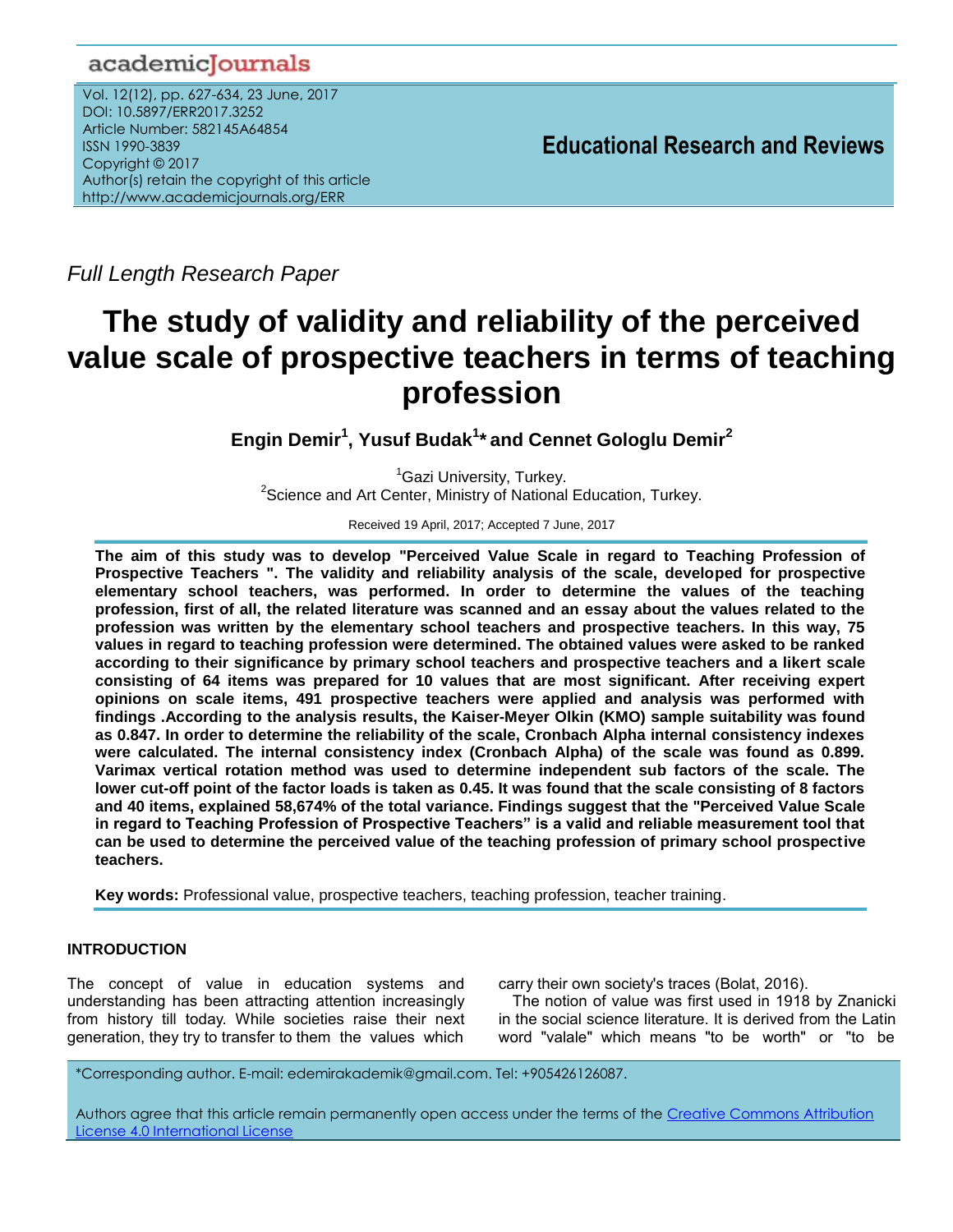academicJournals

Vol. 12(12), pp. 627-634, 23 June, 2017
DOI: 10.5897/ERR2017.3252
Article Number: 582145A64854
ISSN 1990-3839
Copyright © 2017
Author(s) retain the copyright of this article
http://www.academicjournals.org/ERR

**Educational Research and Reviews**

*Full Length Research Paper*

# The study of validity and reliability of the perceived value scale of prospective teachers in terms of teaching profession

**Engin Demir[1], Yusuf Budak[1]\* and Cennet Gologlu Demir[2]**

[1]Gazi University, Turkey.
[2]Science and Art Center, Ministry of National Education, Turkey.

Received 19 April, 2017; Accepted 7 June, 2017

**The aim of this study was to develop "Perceived Value Scale in regard to Teaching Profession of Prospective Teachers ". The validity and reliability analysis of the scale, developed for prospective elementary school teachers, was performed. In order to determine the values of the teaching profession, first of all, the related literature was scanned and an essay about the values related to the profession was written by the elementary school teachers and prospective teachers. In this way, 75 values in regard to teaching profession were determined. The obtained values were asked to be ranked according to their significance by primary school teachers and prospective teachers and a likert scale consisting of 64 items was prepared for 10 values that are most significant. After receiving expert opinions on scale items, 491 prospective teachers were applied and analysis was performed with findings .According to the analysis results, the Kaiser-Meyer Olkin (KMO) sample suitability was found as 0.847. In order to determine the reliability of the scale, Cronbach Alpha internal consistency indexes were calculated. The internal consistency index (Cronbach Alpha) of the scale was found as 0.899. Varimax vertical rotation method was used to determine independent sub factors of the scale. The lower cut-off point of the factor loads is taken as 0.45. It was found that the scale consisting of 8 factors and 40 items, explained 58,674% of the total variance. Findings suggest that the "Perceived Value Scale in regard to Teaching Profession of Prospective Teachers" is a valid and reliable measurement tool that can be used to determine the perceived value of the teaching profession of primary school prospective teachers.**

**Key words:** Professional value, prospective teachers, teaching profession, teacher training.

## INTRODUCTION

The concept of value in education systems and understanding has been attracting attention increasingly from history till today. While societies raise their next generation, they try to transfer to them the values which carry their own society's traces (Bolat, 2016).

The notion of value was first used in 1918 by Znanicki in the social science literature. It is derived from the Latin word "valale" which means "to be worth" or "to be

\*Corresponding author. E-mail: edemirakademik@gmail.com. Tel: +905426126087.

Authors agree that this article remain permanently open access under the terms of the Creative Commons Attribution License 4.0 International License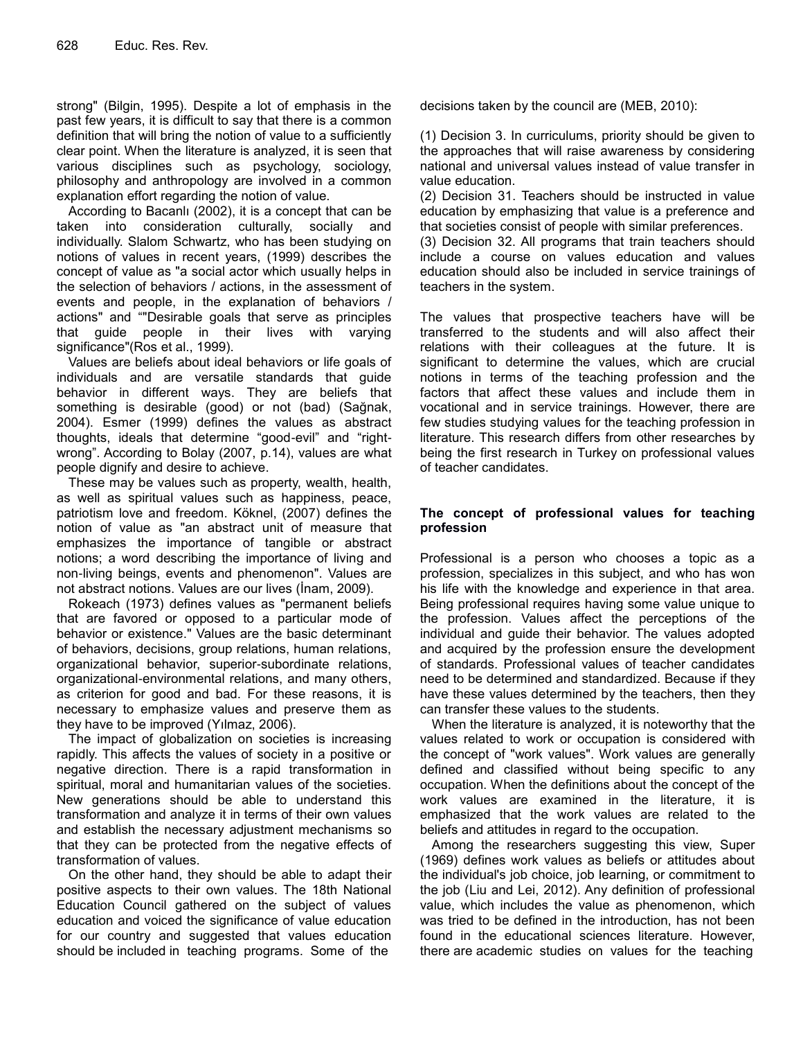strong" (Bilgin, 1995). Despite a lot of emphasis in the past few years, it is difficult to say that there is a common definition that will bring the notion of value to a sufficiently clear point. When the literature is analyzed, it is seen that various disciplines such as psychology, sociology, philosophy and anthropology are involved in a common explanation effort regarding the notion of value.

According to Bacanlı (2002), it is a concept that can be taken into consideration culturally, socially and individually. Slalom Schwartz, who has been studying on notions of values in recent years, (1999) describes the concept of value as "a social actor which usually helps in the selection of behaviors / actions, in the assessment of events and people, in the explanation of behaviors / actions" and ""Desirable goals that serve as principles that guide people in their lives with varying significance"(Ros et al., 1999).

Values are beliefs about ideal behaviors or life goals of individuals and are versatile standards that guide behavior in different ways. They are beliefs that something is desirable (good) or not (bad) (Sağnak, 2004). Esmer (1999) defines the values as abstract thoughts, ideals that determine "good-evil" and "right-wrong". According to Bolay (2007, p.14), values are what people dignify and desire to achieve.

These may be values such as property, wealth, health, as well as spiritual values such as happiness, peace, patriotism love and freedom. Köknel, (2007) defines the notion of value as "an abstract unit of measure that emphasizes the importance of tangible or abstract notions; a word describing the importance of living and non-living beings, events and phenomenon". Values are not abstract notions. Values are our lives (İnam, 2009).

Rokeach (1973) defines values as "permanent beliefs that are favored or opposed to a particular mode of behavior or existence." Values are the basic determinant of behaviors, decisions, group relations, human relations, organizational behavior, superior-subordinate relations, organizational-environmental relations, and many others, as criterion for good and bad. For these reasons, it is necessary to emphasize values and preserve them as they have to be improved (Yılmaz, 2006).

The impact of globalization on societies is increasing rapidly. This affects the values of society in a positive or negative direction. There is a rapid transformation in spiritual, moral and humanitarian values of the societies. New generations should be able to understand this transformation and analyze it in terms of their own values and establish the necessary adjustment mechanisms so that they can be protected from the negative effects of transformation of values.

On the other hand, they should be able to adapt their positive aspects to their own values. The 18th National Education Council gathered on the subject of values education and voiced the significance of value education for our country and suggested that values education should be included in teaching programs. Some of the decisions taken by the council are (MEB, 2010):

(1) Decision 3. In curriculums, priority should be given to the approaches that will raise awareness by considering national and universal values instead of value transfer in value education.
(2) Decision 31. Teachers should be instructed in value education by emphasizing that value is a preference and that societies consist of people with similar preferences.
(3) Decision 32. All programs that train teachers should include a course on values education and values education should also be included in service trainings of teachers in the system.

The values that prospective teachers have will be transferred to the students and will also affect their relations with their colleagues at the future. It is significant to determine the values, which are crucial notions in terms of the teaching profession and the factors that affect these values and include them in vocational and in service trainings. However, there are few studies studying values for the teaching profession in literature. This research differs from other researches by being the first research in Turkey on professional values of teacher candidates.

## The concept of professional values for teaching profession

Professional is a person who chooses a topic as a profession, specializes in this subject, and who has won his life with the knowledge and experience in that area. Being professional requires having some value unique to the profession. Values affect the perceptions of the individual and guide their behavior. The values adopted and acquired by the profession ensure the development of standards. Professional values of teacher candidates need to be determined and standardized. Because if they have these values determined by the teachers, then they can transfer these values to the students.

When the literature is analyzed, it is noteworthy that the values related to work or occupation is considered with the concept of "work values". Work values are generally defined and classified without being specific to any occupation. When the definitions about the concept of the work values are examined in the literature, it is emphasized that the work values are related to the beliefs and attitudes in regard to the occupation.

Among the researchers suggesting this view, Super (1969) defines work values as beliefs or attitudes about the individual's job choice, job learning, or commitment to the job (Liu and Lei, 2012). Any definition of professional value, which includes the value as phenomenon, which was tried to be defined in the introduction, has not been found in the educational sciences literature. However, there are academic studies on values for the teaching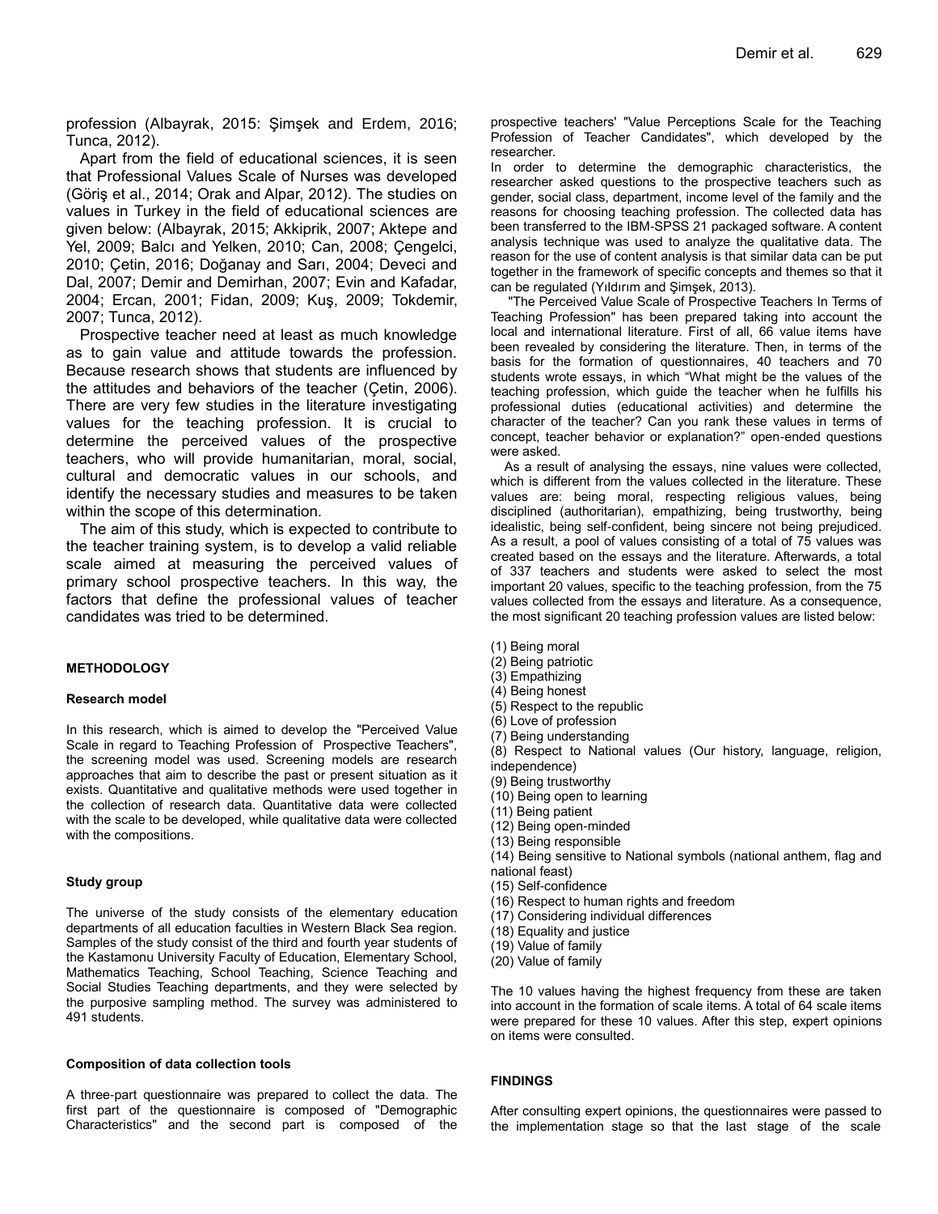profession (Albayrak, 2015: Şimşek and Erdem, 2016; Tunca, 2012).

Apart from the field of educational sciences, it is seen that Professional Values Scale of Nurses was developed (Göriş et al., 2014; Orak and Alpar, 2012). The studies on values in Turkey in the field of educational sciences are given below: (Albayrak, 2015; Akkiprik, 2007; Aktepe and Yel, 2009; Balcı and Yelken, 2010; Can, 2008; Çengelci, 2010; Çetin, 2016; Doğanay and Sarı, 2004; Deveci and Dal, 2007; Demir and Demirhan, 2007; Evin and Kafadar, 2004; Ercan, 2001; Fidan, 2009; Kuş, 2009; Tokdemir, 2007; Tunca, 2012).

Prospective teacher need at least as much knowledge as to gain value and attitude towards the profession. Because research shows that students are influenced by the attitudes and behaviors of the teacher (Çetin, 2006). There are very few studies in the literature investigating values for the teaching profession. It is crucial to determine the perceived values of the prospective teachers, who will provide humanitarian, moral, social, cultural and democratic values in our schools, and identify the necessary studies and measures to be taken within the scope of this determination.

The aim of this study, which is expected to contribute to the teacher training system, is to develop a valid reliable scale aimed at measuring the perceived values of primary school prospective teachers. In this way, the factors that define the professional values of teacher candidates was tried to be determined.

## METHODOLOGY

### Research model

In this research, which is aimed to develop the "Perceived Value Scale in regard to Teaching Profession of Prospective Teachers", the screening model was used. Screening models are research approaches that aim to describe the past or present situation as it exists. Quantitative and qualitative methods were used together in the collection of research data. Quantitative data were collected with the scale to be developed, while qualitative data were collected with the compositions.

### Study group

The universe of the study consists of the elementary education departments of all education faculties in Western Black Sea region. Samples of the study consist of the third and fourth year students of the Kastamonu University Faculty of Education, Elementary School, Mathematics Teaching, School Teaching, Science Teaching and Social Studies Teaching departments, and they were selected by the purposive sampling method. The survey was administered to 491 students.

### Composition of data collection tools

A three-part questionnaire was prepared to collect the data. The first part of the questionnaire is composed of "Demographic Characteristics" and the second part is composed of the prospective teachers' "Value Perceptions Scale for the Teaching Profession of Teacher Candidates", which developed by the researcher.

In order to determine the demographic characteristics, the researcher asked questions to the prospective teachers such as gender, social class, department, income level of the family and the reasons for choosing teaching profession. The collected data has been transferred to the IBM-SPSS 21 packaged software. A content analysis technique was used to analyze the qualitative data. The reason for the use of content analysis is that similar data can be put together in the framework of specific concepts and themes so that it can be regulated (Yıldırım and Şimşek, 2013).

"The Perceived Value Scale of Prospective Teachers In Terms of Teaching Profession" has been prepared taking into account the local and international literature. First of all, 66 value items have been revealed by considering the literature. Then, in terms of the basis for the formation of questionnaires, 40 teachers and 70 students wrote essays, in which "What might be the values of the teaching profession, which guide the teacher when he fulfills his professional duties (educational activities) and determine the character of the teacher? Can you rank these values in terms of concept, teacher behavior or explanation?" open-ended questions were asked.

As a result of analysing the essays, nine values were collected, which is different from the values collected in the literature. These values are: being moral, respecting religious values, being disciplined (authoritarian), empathizing, being trustworthy, being idealistic, being self-confident, being sincere not being prejudiced. As a result, a pool of values consisting of a total of 75 values was created based on the essays and the literature. Afterwards, a total of 337 teachers and students were asked to select the most important 20 values, specific to the teaching profession, from the 75 values collected from the essays and literature. As a consequence, the most significant 20 teaching profession values are listed below:

(1) Being moral
(2) Being patriotic
(3) Empathizing
(4) Being honest
(5) Respect to the republic
(6) Love of profession
(7) Being understanding
(8) Respect to National values (Our history, language, religion, independence)
(9) Being trustworthy
(10) Being open to learning
(11) Being patient
(12) Being open-minded
(13) Being responsible
(14) Being sensitive to National symbols (national anthem, flag and national feast)
(15) Self-confidence
(16) Respect to human rights and freedom
(17) Considering individual differences
(18) Equality and justice
(19) Value of family
(20) Value of family

The 10 values having the highest frequency from these are taken into account in the formation of scale items. A total of 64 scale items were prepared for these 10 values. After this step, expert opinions on items were consulted.

## FINDINGS

After consulting expert opinions, the questionnaires were passed to the implementation stage so that the last stage of the scale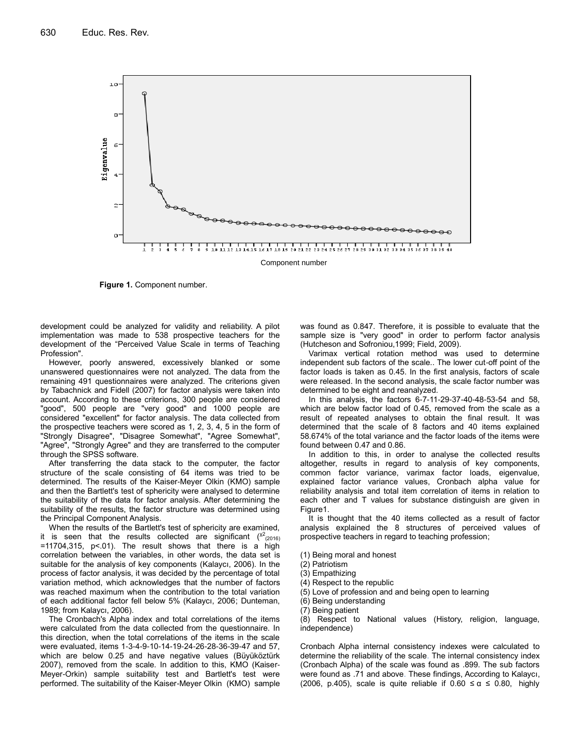Figure 1. Component number.

development could be analyzed for validity and reliability. A pilot implementation was made to 538 prospective teachers for the development of the "Perceived Value Scale in terms of Teaching Profession".

However, poorly answered, excessively blanked or some unanswered questionnaires were not analyzed. The data from the remaining 491 questionnaires were analyzed. The criterions given by Tabachnick and Fidell (2007) for factor analysis were taken into account. According to these criterions, 300 people are considered "good", 500 people are "very good" and 1000 people are considered "excellent" for factor analysis. The data collected from the prospective teachers were scored as 1, 2, 3, 4, 5 in the form of "Strongly Disagree", "Disagree Somewhat", "Agree Somewhat", "Agree", "Strongly Agree" and they are transferred to the computer through the SPSS software.

After transferring the data stack to the computer, the factor structure of the scale consisting of 64 items was tried to be determined. The results of the Kaiser-Meyer Olkin (KMO) sample and then the Bartlett's test of sphericity were analysed to determine the suitability of the data for factor analysis. After determining the suitability of the results, the factor structure was determined using the Principal Component Analysis.

When the results of the Bartlett's test of sphericity are examined, it is seen that the results collected are significant ($\chi^2_{(2016)}$ =11704,315, p<.01). The result shows that there is a high correlation between the variables, in other words, the data set is suitable for the analysis of key components (Kalaycı, 2006). In the process of factor analysis, it was decided by the percentage of total variation method, which acknowledges that the number of factors was reached maximum when the contribution to the total variation of each additional factor fell below 5% (Kalaycı, 2006; Dunteman, 1989; from Kalaycı, 2006).

The Cronbach's Alpha index and total correlations of the items were calculated from the data collected from the questionnaire. In this direction, when the total correlations of the items in the scale were evaluated, items 1-3-4-9-10-14-19-24-26-28-36-39-47 and 57, which are below 0.25 and have negative values (Büyüköztürk 2007), removed from the scale. In addition to this, KMO (Kaiser-Meyer-Orkin) sample suitability test and Bartlett's test were performed. The suitability of the Kaiser-Meyer Olkin (KMO) sample was found as 0.847. Therefore, it is possible to evaluate that the sample size is "very good" in order to perform factor analysis (Hutcheson and Sofroniou,1999; Field, 2009).

Varimax vertical rotation method was used to determine independent sub factors of the scale.. The lower cut-off point of the factor loads is taken as 0.45. In the first analysis, factors of scale were released. In the second analysis, the scale factor number was determined to be eight and reanalyzed.

In this analysis, the factors 6-7-11-29-37-40-48-53-54 and 58, which are below factor load of 0.45, removed from the scale as a result of repeated analyses to obtain the final result. It was determined that the scale of 8 factors and 40 items explained 58.674% of the total variance and the factor loads of the items were found between 0.47 and 0.86.

In addition to this, in order to analyse the collected results altogether, results in regard to analysis of key components, common factor variance, varimax factor loads, eigenvalue, explained factor variance values, Cronbach alpha value for reliability analysis and total item correlation of items in relation to each other and T values for substance distinguish are given in Figure1.

It is thought that the 40 items collected as a result of factor analysis explained the 8 structures of perceived values of prospective teachers in regard to teaching profession;

(1) Being moral and honest
(2) Patriotism
(3) Empathizing
(4) Respect to the republic
(5) Love of profession and and being open to learning
(6) Being understanding
(7) Being patient
(8) Respect to National values (History, religion, language, independence)

Cronbach Alpha internal consistency indexes were calculated to determine the reliability of the scale. The internal consistency index (Cronbach Alpha) of the scale was found as .899. The sub factors were found as .71 and above. These findings, According to Kalaycı, (2006, p.405), scale is quite reliable if $0.60 \leq \alpha \leq 0.80$, highly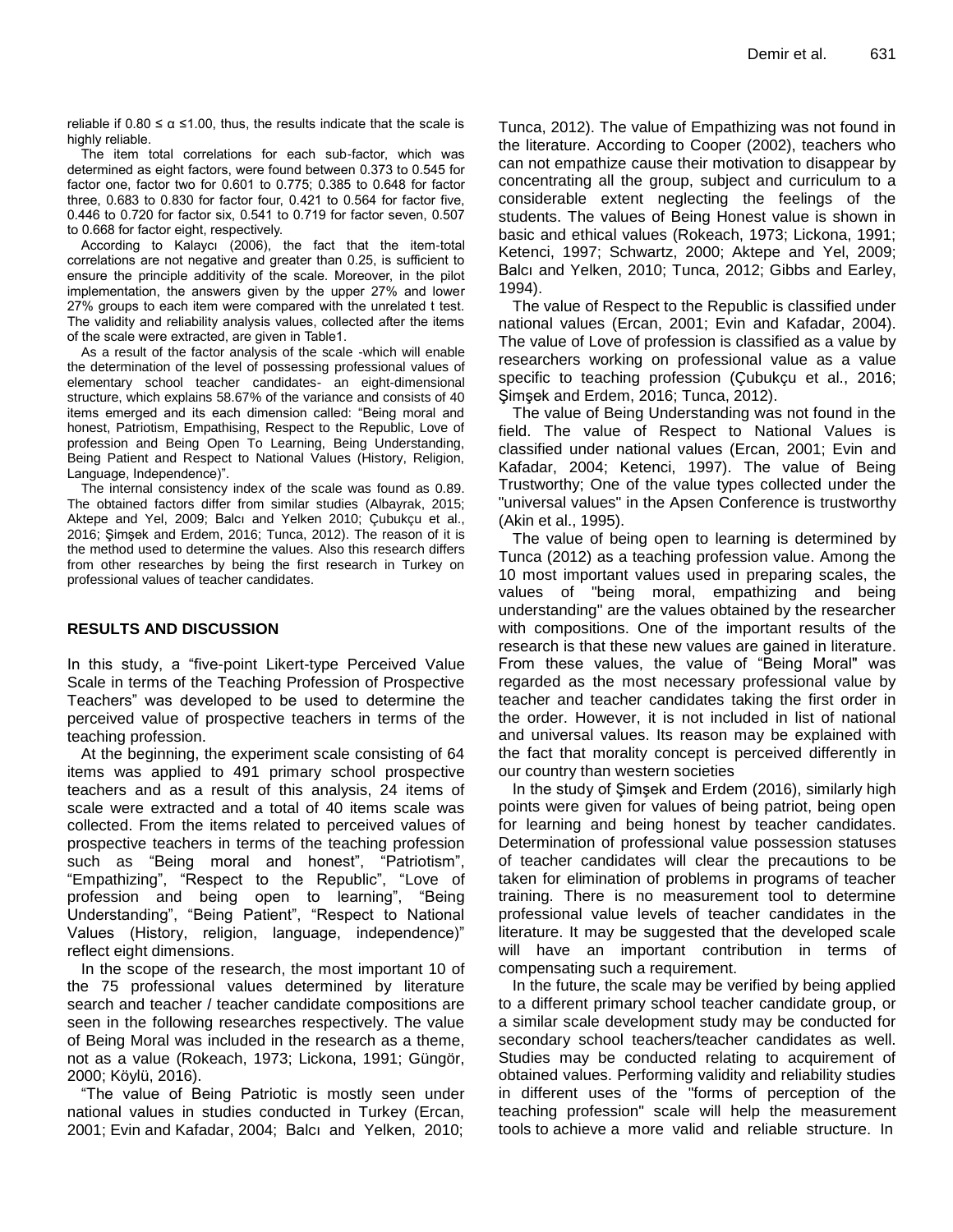reliable if $0.80 \leq \alpha \leq 1.00$, thus, the results indicate that the scale is highly reliable.

The item total correlations for each sub-factor, which was determined as eight factors, were found between 0.373 to 0.545 for factor one, factor two for 0.601 to 0.775; 0.385 to 0.648 for factor three, 0.683 to 0.830 for factor four, 0.421 to 0.564 for factor five, 0.446 to 0.720 for factor six, 0.541 to 0.719 for factor seven, 0.507 to 0.668 for factor eight, respectively.

According to Kalaycı (2006), the fact that the item-total correlations are not negative and greater than 0.25, is sufficient to ensure the principle additivity of the scale. Moreover, in the pilot implementation, the answers given by the upper 27% and lower 27% groups to each item were compared with the unrelated t test. The validity and reliability analysis values, collected after the items of the scale were extracted, are given in Table1.

As a result of the factor analysis of the scale -which will enable the determination of the level of possessing professional values of elementary school teacher candidates- an eight-dimensional structure, which explains 58.67% of the variance and consists of 40 items emerged and its each dimension called: "Being moral and honest, Patriotism, Empathising, Respect to the Republic, Love of profession and Being Open To Learning, Being Understanding, Being Patient and Respect to National Values (History, Religion, Language, Independence)".

The internal consistency index of the scale was found as 0.89. The obtained factors differ from similar studies (Albayrak, 2015; Aktepe and Yel, 2009; Balcı and Yelken 2010; Çubukçu et al., 2016; Şimşek and Erdem, 2016; Tunca, 2012). The reason of it is the method used to determine the values. Also this research differs from other researches by being the first research in Turkey on professional values of teacher candidates.

## RESULTS AND DISCUSSION

In this study, a "five-point Likert-type Perceived Value Scale in terms of the Teaching Profession of Prospective Teachers" was developed to be used to determine the perceived value of prospective teachers in terms of the teaching profession.

At the beginning, the experiment scale consisting of 64 items was applied to 491 primary school prospective teachers and as a result of this analysis, 24 items of scale were extracted and a total of 40 items scale was collected. From the items related to perceived values of prospective teachers in terms of the teaching profession such as "Being moral and honest", "Patriotism", "Empathizing", "Respect to the Republic", "Love of profession and being open to learning", "Being Understanding", "Being Patient", "Respect to National Values (History, religion, language, independence)" reflect eight dimensions.

In the scope of the research, the most important 10 of the 75 professional values determined by literature search and teacher / teacher candidate compositions are seen in the following researches respectively. The value of Being Moral was included in the research as a theme, not as a value (Rokeach, 1973; Lickona, 1991; Güngör, 2000; Köylü, 2016).

"The value of Being Patriotic is mostly seen under national values in studies conducted in Turkey (Ercan, 2001; Evin and Kafadar, 2004; Balcı and Yelken, 2010; Tunca, 2012). The value of Empathizing was not found in the literature. According to Cooper (2002), teachers who can not empathize cause their motivation to disappear by concentrating all the group, subject and curriculum to a considerable extent neglecting the feelings of the students. The values of Being Honest value is shown in basic and ethical values (Rokeach, 1973; Lickona, 1991; Ketenci, 1997; Schwartz, 2000; Aktepe and Yel, 2009; Balcı and Yelken, 2010; Tunca, 2012; Gibbs and Earley, 1994).

The value of Respect to the Republic is classified under national values (Ercan, 2001; Evin and Kafadar, 2004). The value of Love of profession is classified as a value by researchers working on professional value as a value specific to teaching profession (Çubukçu et al., 2016; Şimşek and Erdem, 2016; Tunca, 2012).

The value of Being Understanding was not found in the field. The value of Respect to National Values is classified under national values (Ercan, 2001; Evin and Kafadar, 2004; Ketenci, 1997). The value of Being Trustworthy; One of the value types collected under the "universal values" in the Apsen Conference is trustworthy (Akin et al., 1995).

The value of being open to learning is determined by Tunca (2012) as a teaching profession value. Among the 10 most important values used in preparing scales, the values of "being moral, empathizing and being understanding" are the values obtained by the researcher with compositions. One of the important results of the research is that these new values are gained in literature. From these values, the value of "Being Moral" was regarded as the most necessary professional value by teacher and teacher candidates taking the first order in the order. However, it is not included in list of national and universal values. Its reason may be explained with the fact that morality concept is perceived differently in our country than western societies

In the study of Şimşek and Erdem (2016), similarly high points were given for values of being patriot, being open for learning and being honest by teacher candidates. Determination of professional value possession statuses of teacher candidates will clear the precautions to be taken for elimination of problems in programs of teacher training. There is no measurement tool to determine professional value levels of teacher candidates in the literature. It may be suggested that the developed scale will have an important contribution in terms of compensating such a requirement.

In the future, the scale may be verified by being applied to a different primary school teacher candidate group, or a similar scale development study may be conducted for secondary school teachers/teacher candidates as well. Studies may be conducted relating to acquirement of obtained values. Performing validity and reliability studies in different uses of the "forms of perception of the teaching profession" scale will help the measurement tools to achieve a more valid and reliable structure. In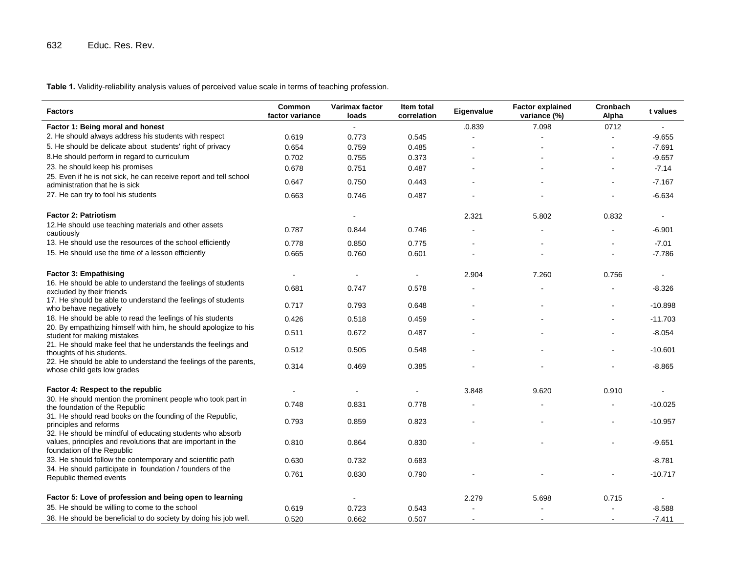**Table 1.** Validity-reliability analysis values of perceived value scale in terms of teaching profession.

| Factors | Common factor variance | Varimax factor loads | Item total correlation | Eigenvalue | Factor explained variance (%) | Cronbach Alpha | t values |
|---|---|---|---|---|---|---|---|
| **Factor 1: Being moral and honest** | | - | | .0.839 | 7.098 | 0712 | - |
| 2. He should always address his students with respect | 0.619 | 0.773 | 0.545 | - | - | - | -9.655 |
| 5. He should be delicate about students' right of privacy | 0.654 | 0.759 | 0.485 | - | - | - | -7.691 |
| 8.He should perform in regard to curriculum | 0.702 | 0.755 | 0.373 | - | - | - | -9.657 |
| 23. he should keep his promises | 0.678 | 0.751 | 0.487 | - | - | - | -7.14 |
| 25. Even if he is not sick, he can receive report and tell school administration that he is sick | 0.647 | 0.750 | 0.443 | - | - | - | -7.167 |
| 27. He can try to fool his students | 0.663 | 0.746 | 0.487 | - | - | - | -6.634 |
| **Factor 2: Patriotism** | | - | | 2.321 | 5.802 | 0.832 | - |
| 12.He should use teaching materials and other assets cautiously | 0.787 | 0.844 | 0.746 | - | - | - | -6.901 |
| 13. He should use the resources of the school efficiently | 0.778 | 0.850 | 0.775 | - | - | - | -7.01 |
| 15. He should use the time of a lesson efficiently | 0.665 | 0.760 | 0.601 | - | - | - | -7.786 |
| **Factor 3: Empathising** | - | - | - | 2.904 | 7.260 | 0.756 | - |
| 16. He should be able to understand the feelings of students excluded by their friends | 0.681 | 0.747 | 0.578 | - | - | - | -8.326 |
| 17. He should be able to understand the feelings of students who behave negatively | 0.717 | 0.793 | 0.648 | - | - | - | -10.898 |
| 18. He should be able to read the feelings of his students | 0.426 | 0.518 | 0.459 | - | - | - | -11.703 |
| 20. By empathizing himself with him, he should apologize to his student for making mistakes | 0.511 | 0.672 | 0.487 | - | - | - | -8.054 |
| 21. He should make feel that he understands the feelings and thoughts of his students. | 0.512 | 0.505 | 0.548 | - | - | - | -10.601 |
| 22. He should be able to understand the feelings of the parents, whose child gets low grades | 0.314 | 0.469 | 0.385 | - | - | - | -8.865 |
| **Factor 4: Respect to the republic** | - | - | - | 3.848 | 9.620 | 0.910 | - |
| 30. He should mention the prominent people who took part in the foundation of the Republic | 0.748 | 0.831 | 0.778 | - | - | - | -10.025 |
| 31. He should read books on the founding of the Republic, principles and reforms | 0.793 | 0.859 | 0.823 | - | - | - | -10.957 |
| 32. He should be mindful of educating students who absorb values, principles and revolutions that are important in the foundation of the Republic | 0.810 | 0.864 | 0.830 | - | - | - | -9.651 |
| 33. He should follow the contemporary and scientific path | 0.630 | 0.732 | 0.683 | | | | -8.781 |
| 34. He should participate in foundation / founders of the Republic themed events | 0.761 | 0.830 | 0.790 | - | - | - | -10.717 |
| **Factor 5: Love of profession and being open to learning** | | - | | 2.279 | 5.698 | 0.715 | - |
| 35. He should be willing to come to the school | 0.619 | 0.723 | 0.543 | - | - | - | -8.588 |
| 38. He should be beneficial to do society by doing his job well. | 0.520 | 0.662 | 0.507 | - | - | - | -7.411 |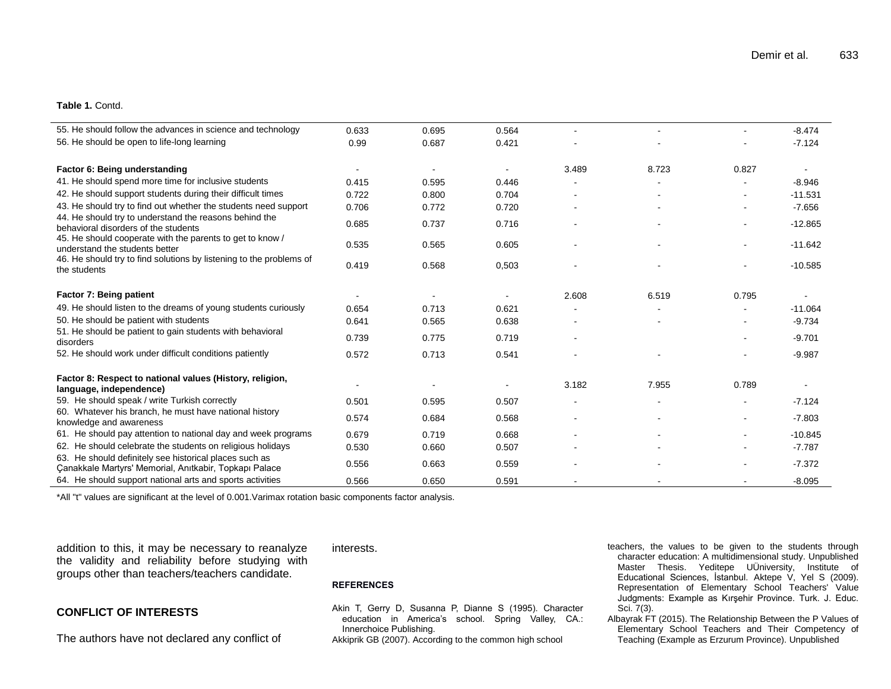**Table 1.** Contd.

| | | | | | | | |
|---|---|---|---|---|---|---|---|
| 55. He should follow the advances in science and technology | 0.633 | 0.695 | 0.564 | - | - | - | -8.474 |
| 56. He should be open to life-long learning | 0.99 | 0.687 | 0.421 | - | - | - | -7.124 |
| **Factor 6: Being understanding** | - | - | - | 3.489 | 8.723 | 0.827 | - |
| 41. He should spend more time for inclusive students | 0.415 | 0.595 | 0.446 | - | - | - | -8.946 |
| 42. He should support students during their difficult times | 0.722 | 0.800 | 0.704 | - | - | - | -11.531 |
| 43. He should try to find out whether the students need support | 0.706 | 0.772 | 0.720 | - | - | - | -7.656 |
| 44. He should try to understand the reasons behind the behavioral disorders of the students | 0.685 | 0.737 | 0.716 | - | - | - | -12.865 |
| 45. He should cooperate with the parents to get to know / understand the students better | 0.535 | 0.565 | 0.605 | - | - | - | -11.642 |
| 46. He should try to find solutions by listening to the problems of the students | 0.419 | 0.568 | 0,503 | - | - | - | -10.585 |
| **Factor 7: Being patient** | - | - | - | 2.608 | 6.519 | 0.795 | - |
| 49. He should listen to the dreams of young students curiously | 0.654 | 0.713 | 0.621 | - | - | - | -11.064 |
| 50. He should be patient with students | 0.641 | 0.565 | 0.638 | - | - | - | -9.734 |
| 51. He should be patient to gain students with behavioral disorders | 0.739 | 0.775 | 0.719 | - | | - | -9.701 |
| 52. He should work under difficult conditions patiently | 0.572 | 0.713 | 0.541 | - | - | - | -9.987 |
| **Factor 8: Respect to national values (History, religion, language, independence)** | - | - | - | 3.182 | 7.955 | 0.789 | - |
| 59. He should speak / write Turkish correctly | 0.501 | 0.595 | 0.507 | - | - | - | -7.124 |
| 60. Whatever his branch, he must have national history knowledge and awareness | 0.574 | 0.684 | 0.568 | - | - | - | -7.803 |
| 61. He should pay attention to national day and week programs | 0.679 | 0.719 | 0.668 | - | - | - | -10.845 |
| 62. He should celebrate the students on religious holidays | 0.530 | 0.660 | 0.507 | - | - | - | -7.787 |
| 63. He should definitely see historical places such as Çanakkale Martyrs' Memorial, Anıtkabir, Topkapı Palace | 0.556 | 0.663 | 0.559 | - | - | - | -7.372 |
| 64. He should support national arts and sports activities | 0.566 | 0.650 | 0.591 | - | - | - | -8.095 |

*All "t" values are significant at the level of 0.001.Varimax rotation basic components factor analysis.

addition to this, it may be necessary to reanalyze the validity and reliability before studying with groups other than teachers/teachers candidate.

## CONFLICT OF INTERESTS

The authors have not declared any conflict of interests.

## REFERENCES

Akin T, Gerry D, Susanna P, Dianne S (1995). Character education in America's school. Spring Valley, CA.: Innerchoice Publishing.

Akkiprik GB (2007). According to the common high school teachers, the values to be given to the students through character education: A multidimensional study. Unpublished Master Thesis. Yeditepe UÜniversity, Institute of Educational Sciences, İstanbul. Aktepe V, Yel S (2009). Representation of Elementary School Teachers' Value Judgments: Example as Kırşehir Province. Turk. J. Educ. Sci. 7(3).

Albayrak FT (2015). The Relationship Between the P Values of Elementary School Teachers and Their Competency of Teaching (Example as Erzurum Province). Unpublished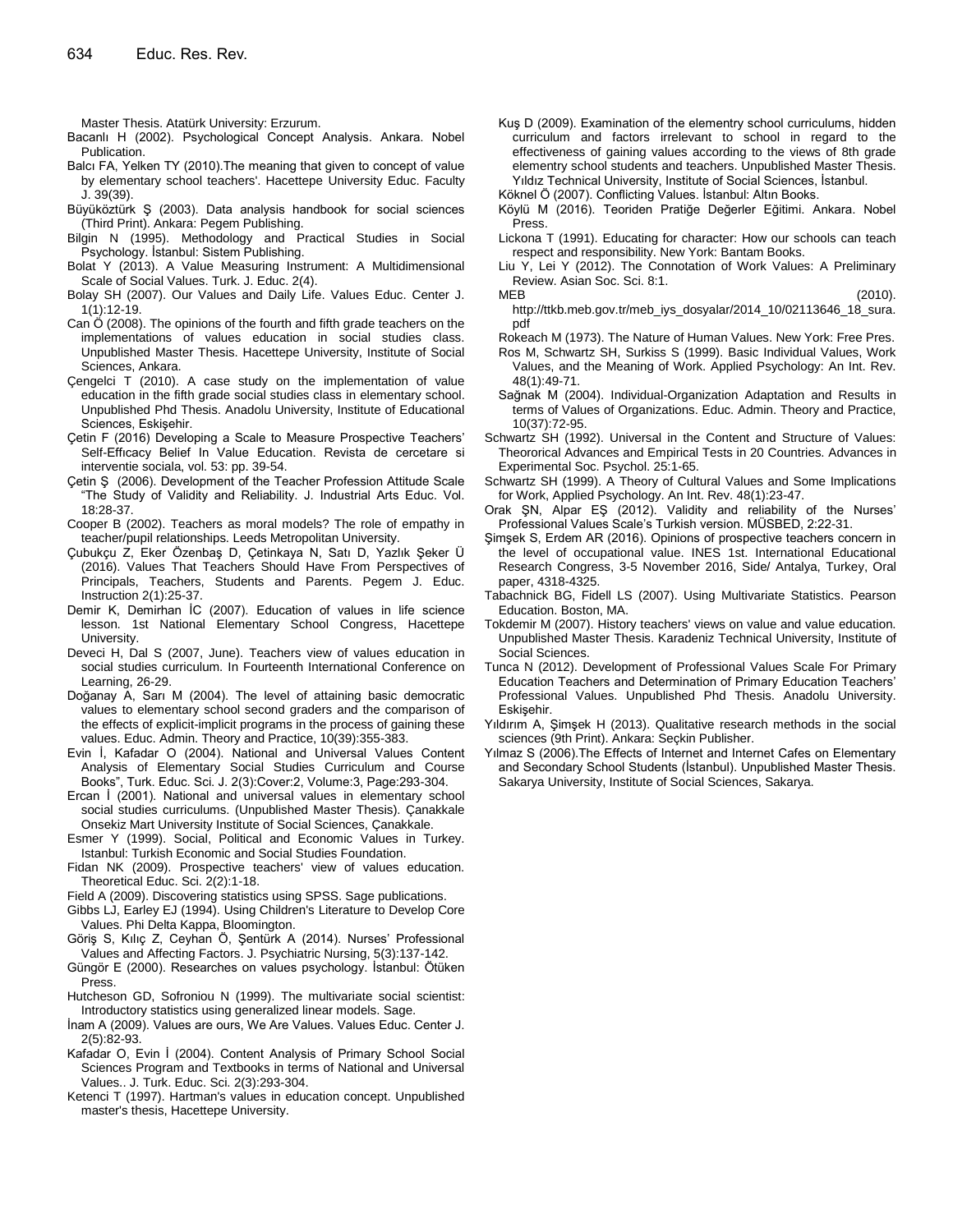Master Thesis. Atatürk University: Erzurum.

Bacanlı H (2002). Psychological Concept Analysis. Ankara. Nobel Publication.

Balcı FA, Yelken TY (2010).The meaning that given to concept of value by elementary school teachers'. Hacettepe University Educ. Faculty J. 39(39).

Büyüköztürk Ş (2003). Data analysis handbook for social sciences (Third Print). Ankara: Pegem Publishing.

Bilgin N (1995). Methodology and Practical Studies in Social Psychology. İstanbul: Sistem Publishing.

Bolat Y (2013). A Value Measuring Instrument: A Multidimensional Scale of Social Values. Turk. J. Educ. 2(4).

Bolay SH (2007). Our Values and Daily Life. Values Educ. Center J. 1(1):12-19.

Can Ö (2008). The opinions of the fourth and fifth grade teachers on the implementations of values education in social studies class. Unpublished Master Thesis. Hacettepe University, Institute of Social Sciences, Ankara.

Çengelci T (2010). A case study on the implementation of value education in the fifth grade social studies class in elementary school. Unpublished Phd Thesis. Anadolu University, Institute of Educational Sciences, Eskişehir.

Çetin F (2016) Developing a Scale to Measure Prospective Teachers' Self-Efficacy Belief In Value Education. Revista de cercetare si interventie sociala, vol. 53: pp. 39-54.

Çetin Ş (2006). Development of the Teacher Profession Attitude Scale "The Study of Validity and Reliability. J. Industrial Arts Educ. Vol. 18:28-37.

Cooper B (2002). Teachers as moral models? The role of empathy in teacher/pupil relationships. Leeds Metropolitan University.

Çubukçu Z, Eker Özenbaş D, Çetinkaya N, Satı D, Yazlık Şeker Ü (2016). Values That Teachers Should Have From Perspectives of Principals, Teachers, Students and Parents. Pegem J. Educ. Instruction 2(1):25-37.

Demir K, Demirhan İC (2007). Education of values in life science lesson. 1st National Elementary School Congress, Hacettepe University.

Deveci H, Dal S (2007, June). Teachers view of values education in social studies curriculum. In Fourteenth International Conference on Learning, 26-29.

Doğanay A, Sarı M (2004). The level of attaining basic democratic values to elementary school second graders and the comparison of the effects of explicit-implicit programs in the process of gaining these values. Educ. Admin. Theory and Practice, 10(39):355-383.

Evin İ, Kafadar O (2004). National and Universal Values Content Analysis of Elementary Social Studies Curriculum and Course Books", Turk. Educ. Sci. J. 2(3):Cover:2, Volume:3, Page:293-304.

Ercan İ (2001). National and universal values in elementary school social studies curriculums. (Unpublished Master Thesis). Çanakkale Onsekiz Mart University Institute of Social Sciences, Çanakkale.

Esmer Y (1999). Social, Political and Economic Values in Turkey. Istanbul: Turkish Economic and Social Studies Foundation.

Fidan NK (2009). Prospective teachers' view of values education. Theoretical Educ. Sci. 2(2):1-18.

Field A (2009). Discovering statistics using SPSS. Sage publications.

Gibbs LJ, Earley EJ (1994). Using Children's Literature to Develop Core Values. Phi Delta Kappa, Bloomington.

Göriş S, Kılıç Z, Ceyhan Ö, Şentürk A (2014). Nurses' Professional Values and Affecting Factors. J. Psychiatric Nursing, 5(3):137-142.

Güngör E (2000). Researches on values psychology. İstanbul: Ötüken Press.

Hutcheson GD, Sofroniou N (1999). The multivariate social scientist: Introductory statistics using generalized linear models. Sage.

İnam A (2009). Values are ours, We Are Values. Values Educ. Center J. 2(5):82-93.

Kafadar O, Evin İ (2004). Content Analysis of Primary School Social Sciences Program and Textbooks in terms of National and Universal Values.. J. Turk. Educ. Sci. 2(3):293-304.

Ketenci T (1997). Hartman's values in education concept. Unpublished master's thesis, Hacettepe University.

Kuş D (2009). Examination of the elementry school curriculums, hidden curriculum and factors irrelevant to school in regard to the effectiveness of gaining values according to the views of 8th grade elementry school students and teachers. Unpublished Master Thesis. Yıldız Technical University, Institute of Social Sciences, İstanbul.

Köknel Ö (2007). Conflicting Values. İstanbul: Altın Books.

Köylü M (2016). Teoriden Pratiğe Değerler Eğitimi. Ankara. Nobel Press.

Lickona T (1991). Educating for character: How our schools can teach respect and responsibility. New York: Bantam Books.

Liu Y, Lei Y (2012). The Connotation of Work Values: A Preliminary Review. Asian Soc. Sci. 8:1.

MEB (2010). http://ttkb.meb.gov.tr/meb_iys_dosyalar/2014_10/02113646_18_sura.pdf

Rokeach M (1973). The Nature of Human Values. New York: Free Pres.

Ros M, Schwartz SH, Surkiss S (1999). Basic Individual Values, Work Values, and the Meaning of Work. Applied Psychology: An Int. Rev. 48(1):49-71.

Sağnak M (2004). Individual-Organization Adaptation and Results in terms of Values of Organizations. Educ. Admin. Theory and Practice, 10(37):72-95.

Schwartz SH (1992). Universal in the Content and Structure of Values: Theororical Advances and Empirical Tests in 20 Countries. Advances in Experimental Soc. Psychol. 25:1-65.

Schwartz SH (1999). A Theory of Cultural Values and Some Implications for Work, Applied Psychology. An Int. Rev. 48(1):23-47.

Orak ŞN, Alpar EŞ (2012). Validity and reliability of the Nurses' Professional Values Scale's Turkish version. MÜSBED, 2:22-31.

Şimşek S, Erdem AR (2016). Opinions of prospective teachers concern in the level of occupational value. INES 1st. International Educational Research Congress, 3-5 November 2016, Side/ Antalya, Turkey, Oral paper, 4318-4325.

Tabachnick BG, Fidell LS (2007). Using Multivariate Statistics. Pearson Education. Boston, MA.

Tokdemir M (2007). History teachers' views on value and value education. Unpublished Master Thesis. Karadeniz Technical University, Institute of Social Sciences.

Tunca N (2012). Development of Professional Values Scale For Primary Education Teachers and Determination of Primary Education Teachers' Professional Values. Unpublished Phd Thesis. Anadolu University. Eskişehir.

Yıldırım A, Şimşek H (2013). Qualitative research methods in the social sciences (9th Print). Ankara: Seçkin Publisher.

Yılmaz S (2006).The Effects of Internet and Internet Cafes on Elementary and Secondary School Students (İstanbul). Unpublished Master Thesis. Sakarya University, Institute of Social Sciences, Sakarya.